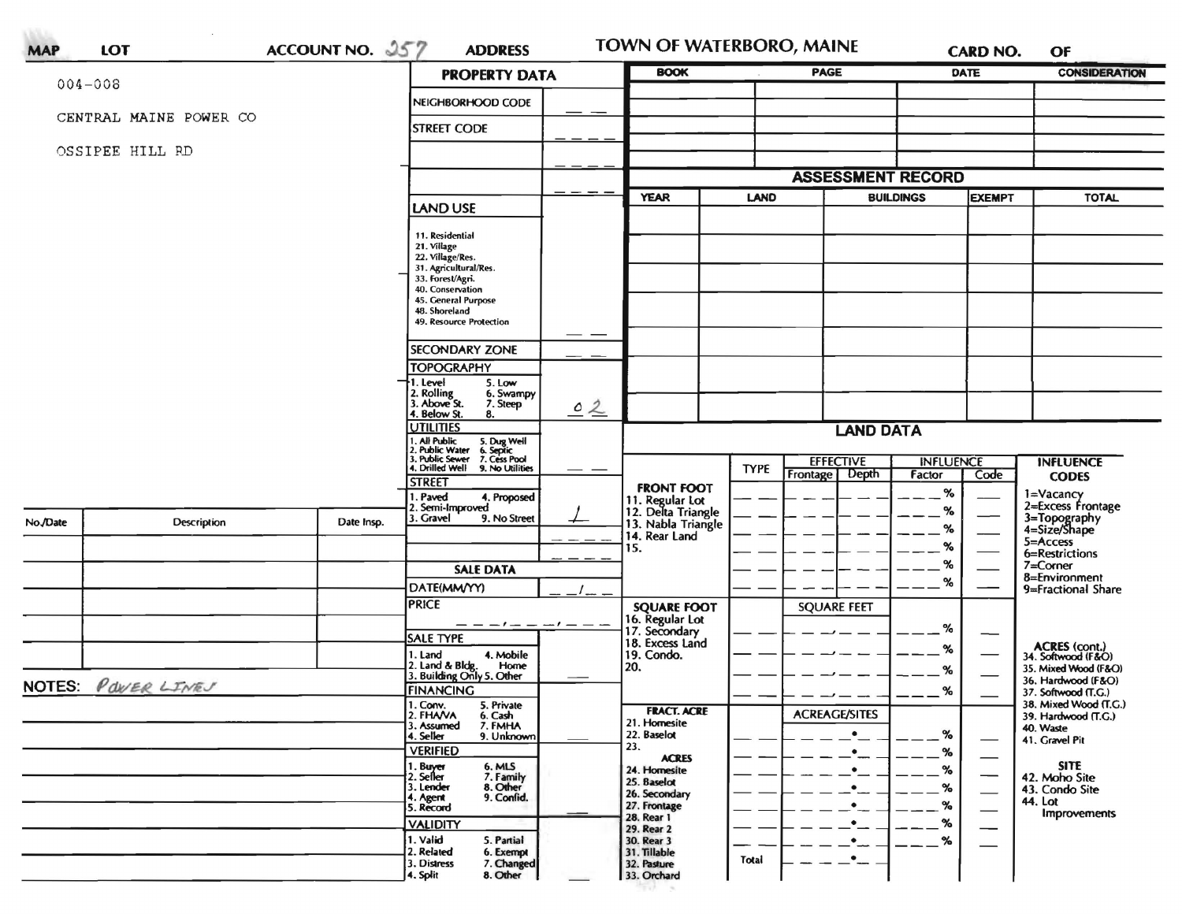**MAP** **LOT** **ACCOUNT NO.** 257 **ADDRESS** **TOWN OF WATERBORO, MAINE** **CARD NO.** **OF**

004-008

CENTRAL MAINE POWER CO

OSSIPEE HILL RD

## PROPERTY DATA

NEIGHBORHOOD CODE

STREET CODE

**LAND USE**

11. Residential
21. Village
22. Village/Res.
31. Agricultural/Res.
33. Forest/Agri.
40. Conservation
45. General Purpose
48. Shoreland
49. Resource Protection

**SECONDARY ZONE**

**TOPOGRAPHY**

1. Level 5. Low
2. Rolling 6. Swampy
3. Above St. 7. Steep
4. Below St. 8.

02

**UTILITIES**

1. All Public 5. Dug Well
2. Public Water 6. Septic
3. Public Sewer 7. Cess Pool
4. Drilled Well 9. No Utilities

**STREET**

1. Paved 4. Proposed
2. Semi-Improved
3. Gravel 9. No Street

1

**SALE DATA**

DATE(MM/YY)

PRICE

**SALE TYPE**

1. Land 4. Mobile Home
2. Land & Bldg.
3. Building Only 5. Other

**FINANCING**

1. Conv. 5. Private
2. FHA/VA 6. Cash
3. Assumed 7. FMHA
4. Seller 9. Unknown

**VERIFIED**

1. Buyer 6. MLS
2. Seller 7. Family
3. Lender 8. Other
4. Agent 9. Confid.
5. Record

**VALIDITY**

1. Valid 5. Partial
2. Related 6. Exempt
3. Distress 7. Changed
4. Split 8. Other

| BOOK | PAGE | DATE | CONSIDERATION |
|---|---|---|---|
| | | | |
| | | | |
| | | | |
| | | | |

## ASSESSMENT RECORD

| YEAR | LAND | BUILDINGS | EXEMPT | TOTAL |
|---|---|---|---|---|
| | | | | |
| | | | | |
| | | | | |
| | | | | |
| | | | | |
| | | | | |
| | | | | |

| No./Date | Description | Date Insp. |
|---|---|---|
| | | |
| | | |
| | | |
| | | |
| | | |
| | | |

NOTES: *POWER LINES*

## LAND DATA

| | TYPE | EFFECTIVE Frontage | EFFECTIVE Depth | INFLUENCE Factor | INFLUENCE Code |
|---|---|---|---|---|---|
| **FRONT FOOT** | | | | | |
| 11. Regular Lot | | | | % | |
| 12. Delta Triangle | | | | % | |
| 13. Nabla Triangle | | | | % | |
| 14. Rear Land | | | | % | |
| 15. | | | | % | |
| | | | | % | |
| **SQUARE FOOT** | | SQUARE FEET | | | |
| 16. Regular Lot | | | | % | |
| 17. Secondary | | | | % | |
| 18. Excess Land | | | | % | |
| 19. Condo. | | | | % | |
| 20. | | | | | |
| **FRACT. ACRE** | | ACREAGE/SITES | | | |
| 21. Homesite | | | | % | |
| 22. Baselot | | | | % | |
| 23. | | | | % | |
| **ACRES** | | | | | |
| 24. Homesite | | | | % | |
| 25. Baselot | | | | % | |
| 26. Secondary | | | | % | |
| 27. Frontage | | | | % | |
| 28. Rear 1 | | | | % | |
| 29. Rear 2 | | | | % | |
| 30. Rear 3 | | | | | |
| 31. Tillable | Total | | | | |
| 32. Pasture | | | | | |
| 33. Orchard | | | | | |

**INFLUENCE CODES**

1=Vacancy
2=Excess Frontage
3=Topography
4=Size/Shape
5=Access
6=Restrictions
7=Corner
8=Environment
9=Fractional Share

**ACRES (cont.)**

34. Softwood (F&O)
35. Mixed Wood (F&O)
36. Hardwood (F&O)
37. Softwood (T.G.)
38. Mixed Wood (T.G.)
39. Hardwood (T.G.)
40. Waste
41. Gravel Pit

**SITE**

42. Moho Site
43. Condo Site
44. Lot Improvements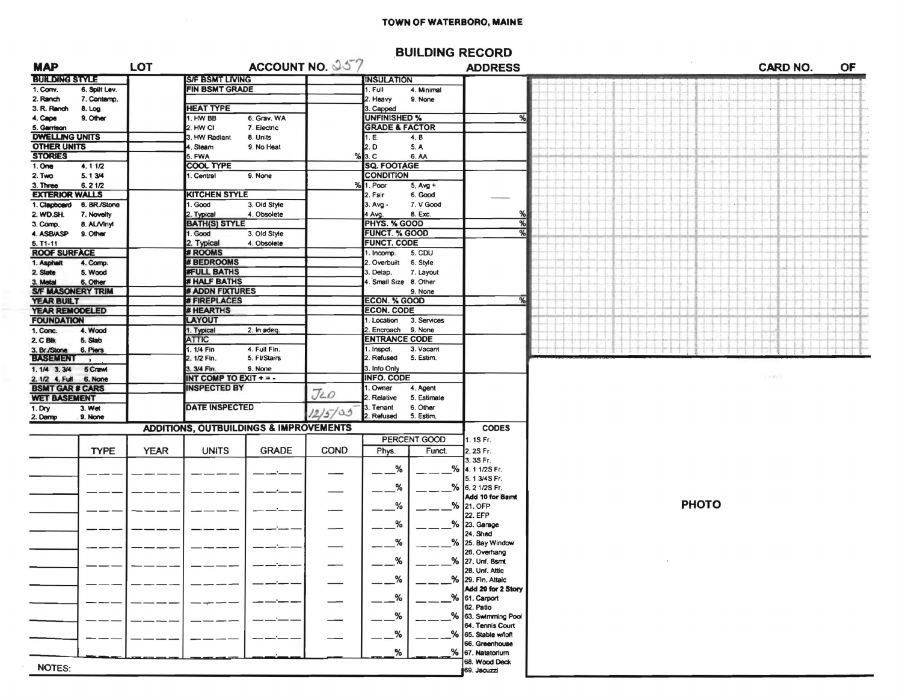**TOWN OF WATERBORO, MAINE**

## BUILDING RECORD

**MAP** | **LOT** | **ACCOUNT NO.** 257 | **ADDRESS** | **CARD NO.** | **OF**

| | | | | | |
|---|---|---|---|---|---|
| **BUILDING STYLE** 1. Conv. 6. Split Lev. 2. Ranch 7. Contemp. 3. R. Ranch 8. Log 4. Cape 9. Other 5. Garrison | | **S/F BSMT LIVING** | | **INSULATION** 1. Full 4. Minimal 2. Heavy 9. None 3. Capped | |
| **DWELLING UNITS** | | **FIN BSMT GRADE** | | **UNFINISHED %** | % |
| **OTHER UNITS** | | **HEAT TYPE** 1. HW BB 6. Grav. WA 2. HW CI 7. Electric 3. HW Radiant 8. Units 4. Steam 9. No Heat 5. FWA | % | **GRADE & FACTOR** 1. E 4. B 2. D 5. A 3. C 6. AA | |
| **STORIES** 1. One 4. 1 1/2 2. Two 5. 1 3/4 3. Three 6. 2 1/2 | | **COOL TYPE** 1. Central 9. None | % | **SQ. FOOTAGE** | |
| **EXTERIOR WALLS** 1. Clapboard 6. BR./Stone 2. WD.SH. 7. Novelty 3. Comp. 8. AL/Vinyl 4. ASB/ASP 9. Other 5. T1-11 | | **KITCHEN STYLE** 1. Good 3. Old Style 2. Typical 4. Obsolete | | **CONDITION** 1. Poor 5. Avg + 2. Fair 6. Good 3. Avg - 7. V Good 4 Avg. 8. Exc. | |
| **ROOF SURFACE** 1. Asphalt 4. Comp. 2. Slate 5. Wood 3. Metal 6. Other | | **BATH(S) STYLE** 1. Good 3. Old Style 2. Typical 4. Obsolete | | **PHYS. % GOOD** | % |
| | | **# ROOMS** | | **FUNCT. % GOOD** | % |
| | | **# BEDROOMS** | | **FUNCT. CODE** 1. Incomp. 5. CDU 2. Overbuilt 6. Style 3. Delap. 7. Layout 4. Small Size 8. Other 9. None | |
| | | **#FULL BATHS** | | | |
| | | **# HALF BATHS** | | | |
| **S/F MASONERY TRIM** | | **# ADDN FIXTURES** | | | |
| **YEAR BUILT** | | **# FIREPLACES** | | **ECON. % GOOD** | % |
| **YEAR REMODELED** | | **# HEARTHS** | | **ECON. CODE** 1. Location 3. Services 2. Encroach 9. None | |
| **FOUNDATION** 1. Conc. 4. Wood 2. C Blk 5. Slab 3. Br./Stone 6. Piers | | **LAYOUT** 1. Typical 2. In adeq. | | | |
| **BASEMENT** 1. 1/4 3. 3/4 5 Crawl 2. 1/2 4. Full 6. None | | **ATTIC** 1. 1/4 Fin 4. Full Fin. 2. 1/2 Fin. 5. Fl/Stairs 3. 3/4 Fin. 9. None | | **ENTRANCE CODE** 1. Inspct. 3. Vacant 2. Refused 5. Estim. 3. Info Only | |
| **BSMT GAR # CARS** | | **INT COMP TO EXIT + = -** | | **INFO. CODE** 1. Owner 4. Agent 2. Relative 5. Estimate 3. Tenant 6. Other 2. Refused 5. Estim. | |
| **WET BASEMENT** 1. Dry 3. Wet 2. Damp 9. None | | **INSPECTED BY** | JLD | | |
| | | **DATE INSPECTED** | 12/5/05 | | |

### ADDITIONS, OUTBUILDINGS & IMPROVEMENTS

| | TYPE | YEAR | UNITS | GRADE | COND | PERCENT GOOD Phys. | Funct. |
|---|---|---|---|---|---|---|---|
| | | | | | | % | % |
| | | | | | | % | % |
| | | | | | | % | % |
| | | | | | | % | % |
| | | | | | | % | % |
| | | | | | | % | % |
| | | | | | | % | % |
| | | | | | | % | % |
| | | | | | | % | % |
| | | | | | | % | % |
| | | | | | | % | % |

**CODES**
1. 1S Fr.
2. 2S Fr.
3. 3S Fr.
4. 1 1/2S Fr.
5. 1 3/4S Fr.
6. 2 1/2S Fr.

**Add 10 for Bsmt**
21. OFP
22. EFP
23. Garage
24. Shed
25. Bay Window
26. Overhang
27. Unf. Bsmt
28. Unf. Attic
29. Fin. Attaic

**Add 20 for 2 Story**
61. Carport
62. Patio
63. Swimming Pool
64. Tennis Court
65. Stable w/loft
66. Greenhouse
67. Natatorium
68. Wood Deck
69. Jacuzzi

NOTES:

**PHOTO**